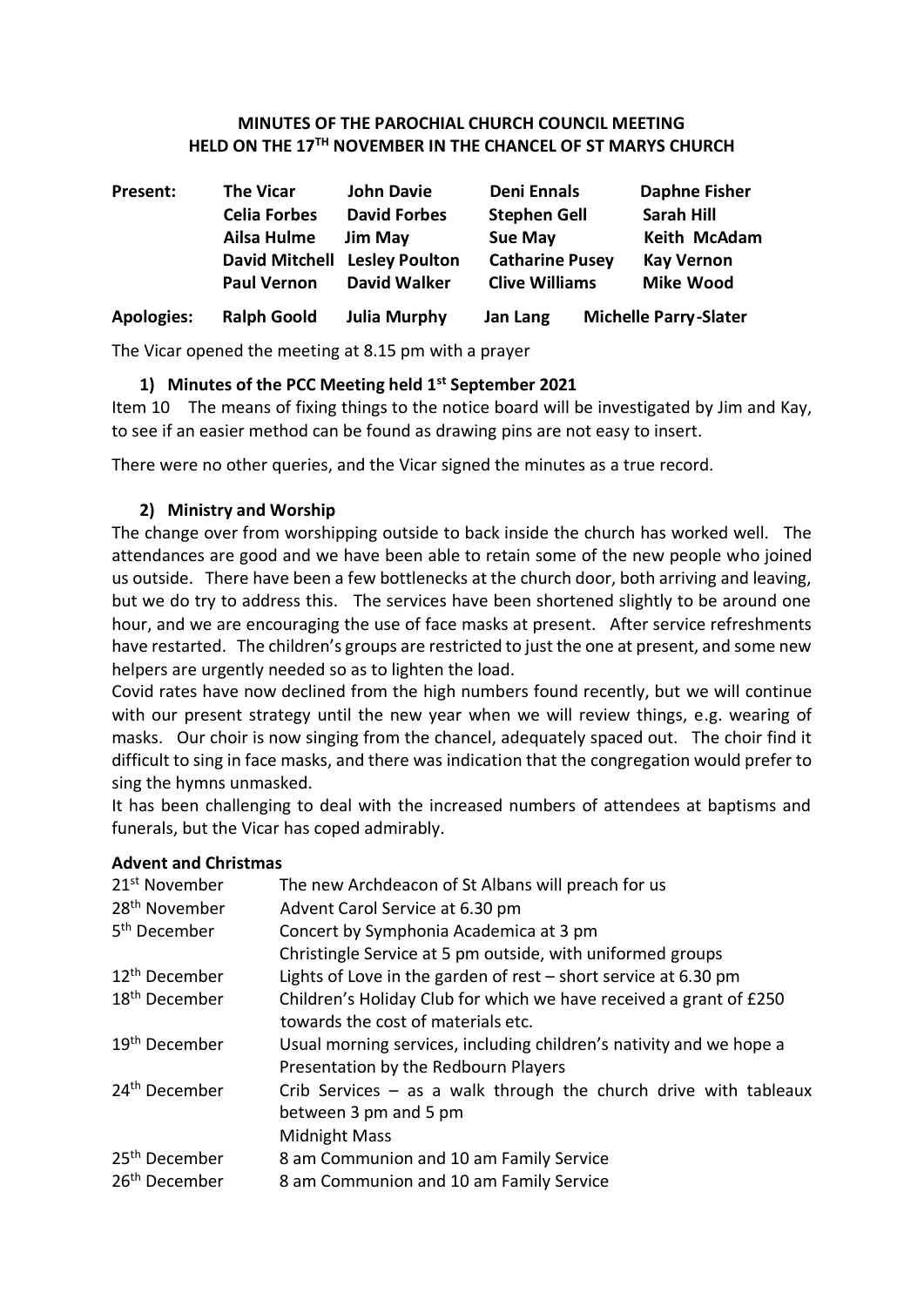# MINUTES OF THE PAROCHIAL CHURCH COUNCIL MEETING HELD ON THE 17TH NOVEMBER IN THE CHANCEL OF ST MARYS CHURCH

| | | | | |
|---|---|---|---|---|
| **Present:** | **The Vicar** | **John Davie** | **Deni Ennals** | **Daphne Fisher** |
| | **Celia Forbes** | **David Forbes** | **Stephen Gell** | **Sarah Hill** |
| | **Ailsa Hulme** | **Jim May** | **Sue May** | **Keith McAdam** |
| | **David Mitchell** | **Lesley Poulton** | **Catharine Pusey** | **Kay Vernon** |
| | **Paul Vernon** | **David Walker** | **Clive Williams** | **Mike Wood** |
| **Apologies:** | **Ralph Goold** | **Julia Murphy** | **Jan Lang** | **Michelle Parry-Slater** |

The Vicar opened the meeting at 8.15 pm with a prayer

### 1) Minutes of the PCC Meeting held 1st September 2021

Item 10 The means of fixing things to the notice board will be investigated by Jim and Kay, to see if an easier method can be found as drawing pins are not easy to insert.

There were no other queries, and the Vicar signed the minutes as a true record.

### 2) Ministry and Worship

The change over from worshipping outside to back inside the church has worked well. The attendances are good and we have been able to retain some of the new people who joined us outside. There have been a few bottlenecks at the church door, both arriving and leaving, but we do try to address this. The services have been shortened slightly to be around one hour, and we are encouraging the use of face masks at present. After service refreshments have restarted. The children's groups are restricted to just the one at present, and some new helpers are urgently needed so as to lighten the load.

Covid rates have now declined from the high numbers found recently, but we will continue with our present strategy until the new year when we will review things, e.g. wearing of masks. Our choir is now singing from the chancel, adequately spaced out. The choir find it difficult to sing in face masks, and there was indication that the congregation would prefer to sing the hymns unmasked.

It has been challenging to deal with the increased numbers of attendees at baptisms and funerals, but the Vicar has coped admirably.

**Advent and Christmas**

| | |
|---|---|
| 21st November | The new Archdeacon of St Albans will preach for us |
| 28th November | Advent Carol Service at 6.30 pm |
| 5th December | Concert by Symphonia Academica at 3 pm<br>Christingle Service at 5 pm outside, with uniformed groups |
| 12th December | Lights of Love in the garden of rest – short service at 6.30 pm |
| 18th December | Children's Holiday Club for which we have received a grant of £250 towards the cost of materials etc. |
| 19th December | Usual morning services, including children's nativity and we hope a Presentation by the Redbourn Players |
| 24th December | Crib Services – as a walk through the church drive with tableaux between 3 pm and 5 pm<br>Midnight Mass |
| 25th December | 8 am Communion and 10 am Family Service |
| 26th December | 8 am Communion and 10 am Family Service |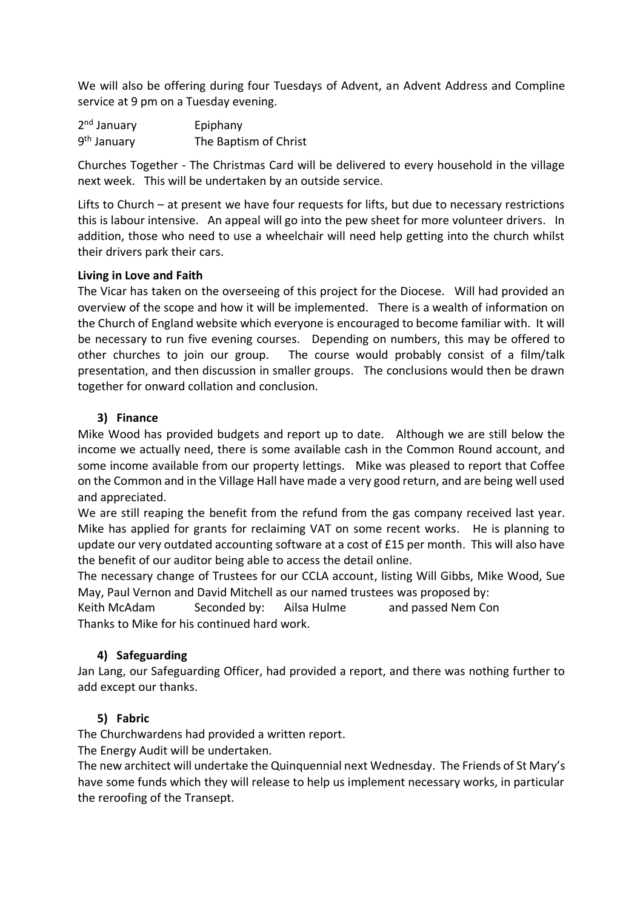We will also be offering during four Tuesdays of Advent, an Advent Address and Compline service at 9 pm on a Tuesday evening.

2nd January Epiphany
9th January The Baptism of Christ

Churches Together - The Christmas Card will be delivered to every household in the village next week. This will be undertaken by an outside service.

Lifts to Church – at present we have four requests for lifts, but due to necessary restrictions this is labour intensive. An appeal will go into the pew sheet for more volunteer drivers. In addition, those who need to use a wheelchair will need help getting into the church whilst their drivers park their cars.

**Living in Love and Faith**

The Vicar has taken on the overseeing of this project for the Diocese. Will had provided an overview of the scope and how it will be implemented. There is a wealth of information on the Church of England website which everyone is encouraged to become familiar with. It will be necessary to run five evening courses. Depending on numbers, this may be offered to other churches to join our group. The course would probably consist of a film/talk presentation, and then discussion in smaller groups. The conclusions would then be drawn together for onward collation and conclusion.

### 3) Finance

Mike Wood has provided budgets and report up to date. Although we are still below the income we actually need, there is some available cash in the Common Round account, and some income available from our property lettings. Mike was pleased to report that Coffee on the Common and in the Village Hall have made a very good return, and are being well used and appreciated.

We are still reaping the benefit from the refund from the gas company received last year. Mike has applied for grants for reclaiming VAT on some recent works. He is planning to update our very outdated accounting software at a cost of £15 per month. This will also have the benefit of our auditor being able to access the detail online.

The necessary change of Trustees for our CCLA account, listing Will Gibbs, Mike Wood, Sue May, Paul Vernon and David Mitchell as our named trustees was proposed by:

Keith McAdam Seconded by: Ailsa Hulme and passed Nem Con

Thanks to Mike for his continued hard work.

### 4) Safeguarding

Jan Lang, our Safeguarding Officer, had provided a report, and there was nothing further to add except our thanks.

### 5) Fabric

The Churchwardens had provided a written report.

The Energy Audit will be undertaken.

The new architect will undertake the Quinquennial next Wednesday. The Friends of St Mary's have some funds which they will release to help us implement necessary works, in particular the reroofing of the Transept.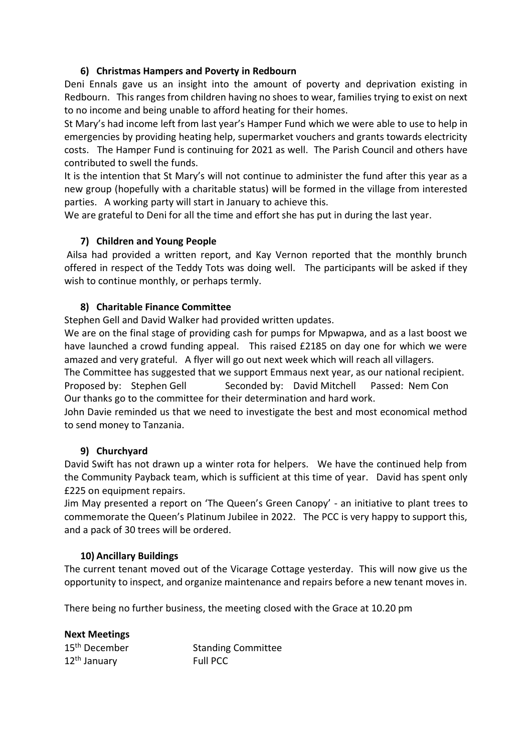### 6) Christmas Hampers and Poverty in Redbourn

Deni Ennals gave us an insight into the amount of poverty and deprivation existing in Redbourn. This ranges from children having no shoes to wear, families trying to exist on next to no income and being unable to afford heating for their homes.

St Mary's had income left from last year's Hamper Fund which we were able to use to help in emergencies by providing heating help, supermarket vouchers and grants towards electricity costs. The Hamper Fund is continuing for 2021 as well. The Parish Council and others have contributed to swell the funds.

It is the intention that St Mary's will not continue to administer the fund after this year as a new group (hopefully with a charitable status) will be formed in the village from interested parties. A working party will start in January to achieve this.

We are grateful to Deni for all the time and effort she has put in during the last year.

### 7) Children and Young People

Ailsa had provided a written report, and Kay Vernon reported that the monthly brunch offered in respect of the Teddy Tots was doing well. The participants will be asked if they wish to continue monthly, or perhaps termly.

### 8) Charitable Finance Committee

Stephen Gell and David Walker had provided written updates.

We are on the final stage of providing cash for pumps for Mpwapwa, and as a last boost we have launched a crowd funding appeal. This raised £2185 on day one for which we were amazed and very grateful. A flyer will go out next week which will reach all villagers.

The Committee has suggested that we support Emmaus next year, as our national recipient.

Proposed by: Stephen Gell Seconded by: David Mitchell Passed: Nem Con

Our thanks go to the committee for their determination and hard work.

John Davie reminded us that we need to investigate the best and most economical method to send money to Tanzania.

### 9) Churchyard

David Swift has not drawn up a winter rota for helpers. We have the continued help from the Community Payback team, which is sufficient at this time of year. David has spent only £225 on equipment repairs.

Jim May presented a report on 'The Queen's Green Canopy' - an initiative to plant trees to commemorate the Queen's Platinum Jubilee in 2022. The PCC is very happy to support this, and a pack of 30 trees will be ordered.

### 10) Ancillary Buildings

The current tenant moved out of the Vicarage Cottage yesterday. This will now give us the opportunity to inspect, and organize maintenance and repairs before a new tenant moves in.

There being no further business, the meeting closed with the Grace at 10.20 pm

**Next Meetings**

| | |
|---|---|
| 15th December | Standing Committee |
| 12th January | Full PCC |